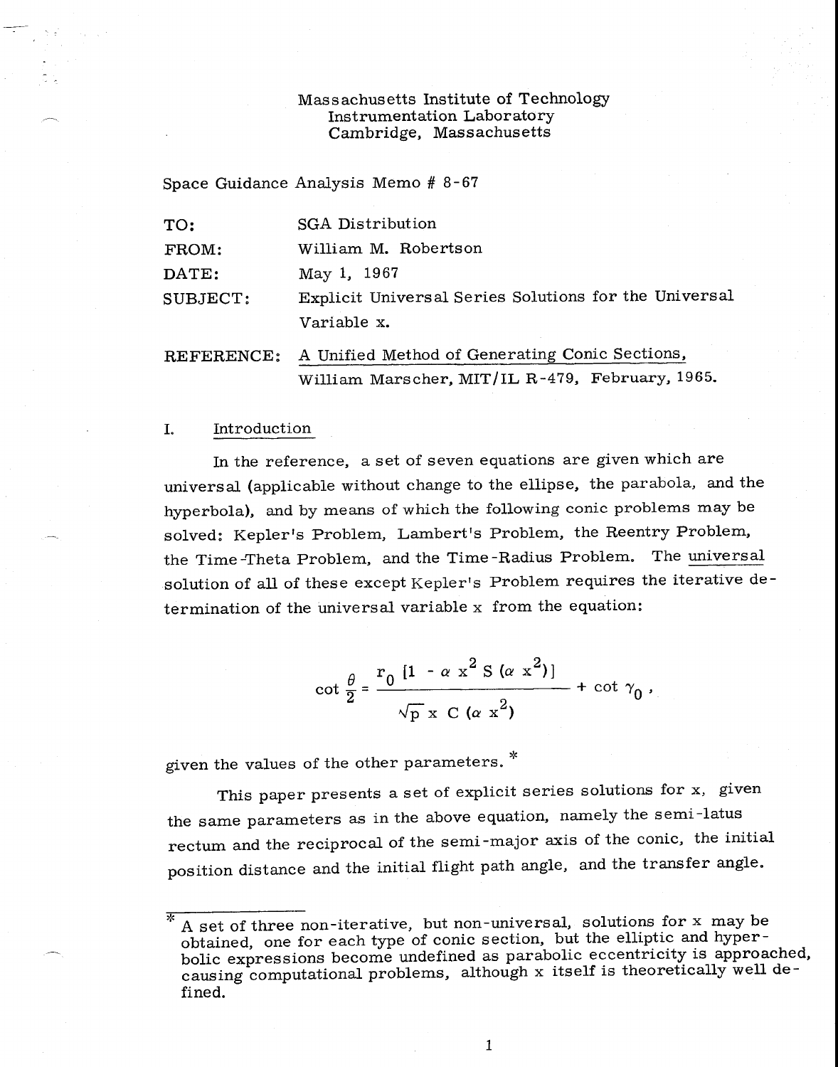Massachusetts Institute of Technology
Instrumentation Laboratory
Cambridge, Massachusetts

Space Guidance Analysis Memo # 8-67

| | |
|---|---|
| TO: | SGA Distribution |
| FROM: | William M. Robertson |
| DATE: | May 1, 1967 |
| SUBJECT: | Explicit Universal Series Solutions for the Universal Variable x. |
| REFERENCE: | A Unified Method of Generating Conic Sections, William Marscher, MIT/IL R-479, February, 1965. |

## I. Introduction

In the reference, a set of seven equations are given which are universal (applicable without change to the ellipse, the parabola, and the hyperbola), and by means of which the following conic problems may be solved: Kepler's Problem, Lambert's Problem, the Reentry Problem, the Time-Theta Problem, and the Time-Radius Problem. The universal solution of all of these except Kepler's Problem requires the iterative determination of the universal variable x from the equation:

$$\cot \frac{\theta}{2} = \frac{r_0 \left[1 - \alpha x^2 S(\alpha x^2)\right]}{\sqrt{p}\, x\, C(\alpha x^2)} + \cot \gamma_0 ,$$

given the values of the other parameters. *

This paper presents a set of explicit series solutions for x, given the same parameters as in the above equation, namely the semi-latus rectum and the reciprocal of the semi-major axis of the conic, the initial position distance and the initial flight path angle, and the transfer angle.

---

* A set of three non-iterative, but non-universal, solutions for x may be obtained, one for each type of conic section, but the elliptic and hyperbolic expressions become undefined as parabolic eccentricity is approached, causing computational problems, although x itself is theoretically well defined.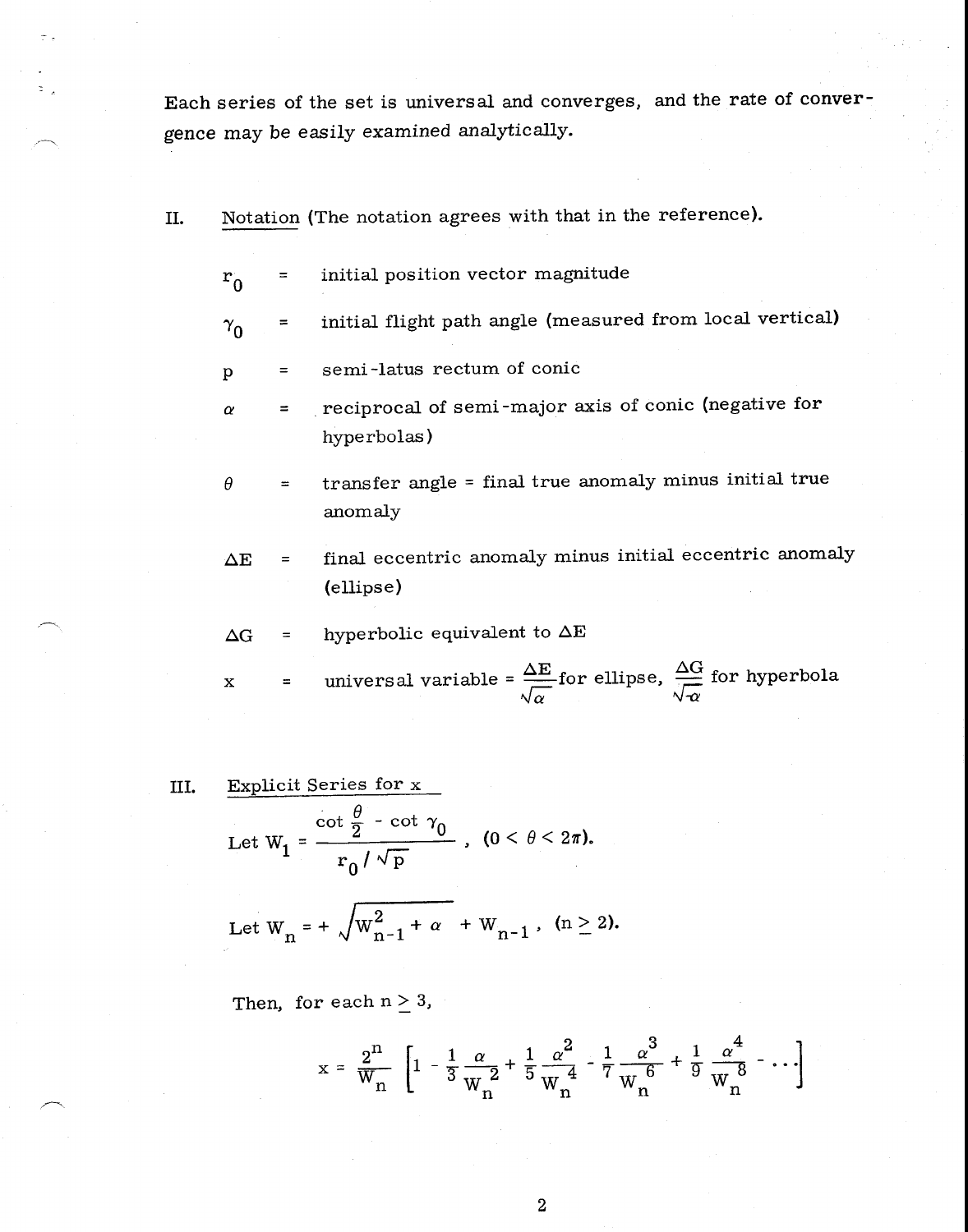Each series of the set is universal and converges, and the rate of convergence may be easily examined analytically.

## II. Notation (The notation agrees with that in the reference).

$r_0$ = initial position vector magnitude

$\gamma_0$ = initial flight path angle (measured from local vertical)

$p$ = semi-latus rectum of conic

$\alpha$ = reciprocal of semi-major axis of conic (negative for hyperbolas)

$\theta$ = transfer angle = final true anomaly minus initial true anomaly

$\Delta E$ = final eccentric anomaly minus initial eccentric anomaly (ellipse)

$\Delta G$ = hyperbolic equivalent to $\Delta E$

$x$ = universal variable = $\dfrac{\Delta E}{\sqrt{\alpha}}$ for ellipse, $\dfrac{\Delta G}{\sqrt{-\alpha}}$ for hyperbola

## III. Explicit Series for x

Let
$$W_1 = \frac{\cot \frac{\theta}{2} - \cot \gamma_0}{r_0 / \sqrt{p}}, \quad (0 < \theta < 2\pi).$$

Let
$$W_n = + \sqrt{W_{n-1}^2 + \alpha} + W_{n-1}, \quad (n \geq 2).$$

Then, for each $n \geq 3$,

$$x = \frac{2^n}{W_n} \left[ 1 - \frac{1}{3} \frac{\alpha}{W_n^2} + \frac{1}{5} \frac{\alpha^2}{W_n^4} - \frac{1}{7} \frac{\alpha^3}{W_n^6} + \frac{1}{9} \frac{\alpha^4}{W_n^8} - \cdots \right]$$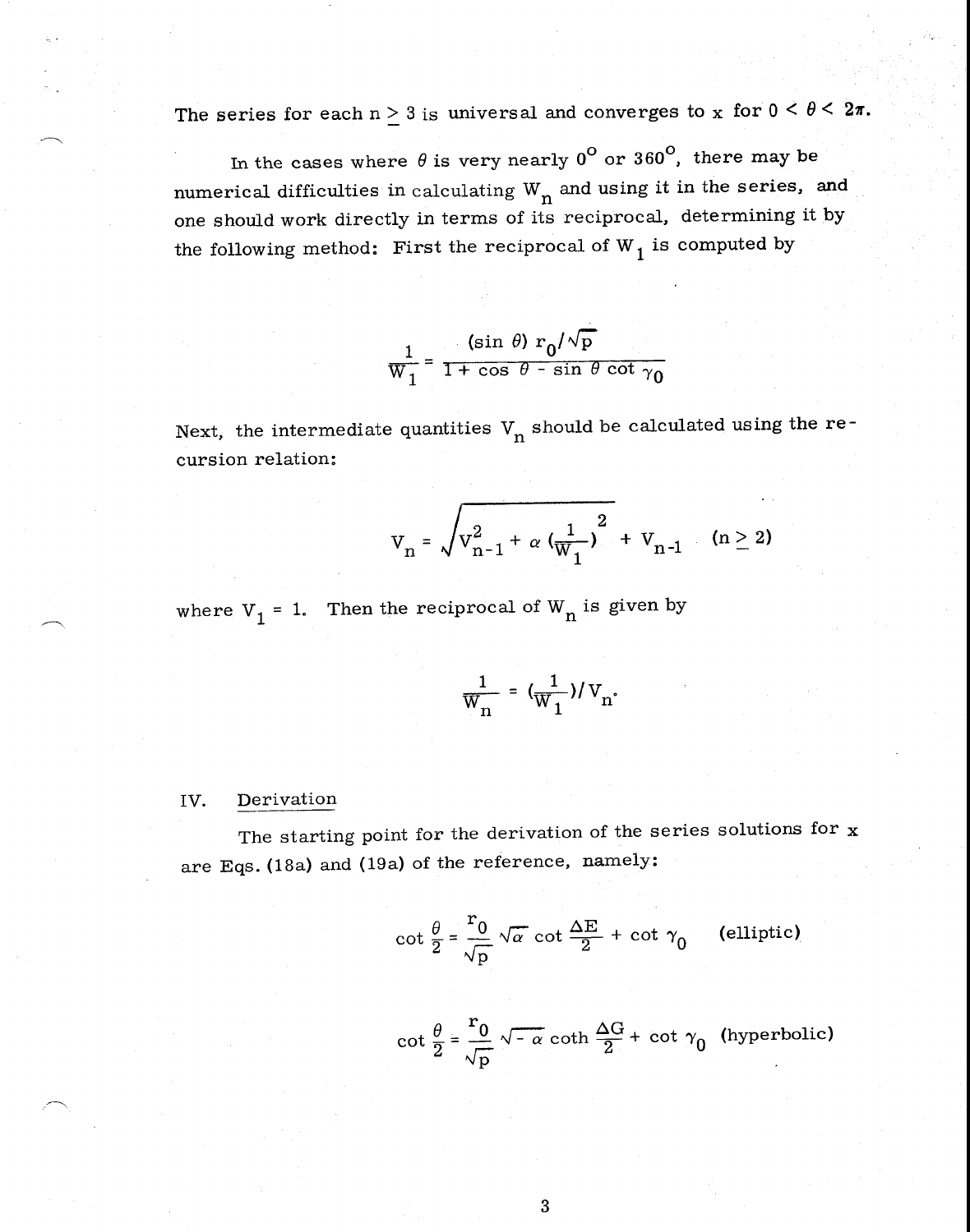The series for each $n \geq 3$ is universal and converges to x for $0 < \theta < 2\pi$.

In the cases where $\theta$ is very nearly $0^{\circ}$ or $360^{\circ}$, there may be numerical difficulties in calculating $W_n$ and using it in the series, and one should work directly in terms of its reciprocal, determining it by the following method: First the reciprocal of $W_1$ is computed by

$$\frac{1}{W_1} = \frac{(\sin \theta)\, r_0/\sqrt{p}}{1 + \cos \theta - \sin \theta \cot \gamma_0}$$

Next, the intermediate quantities $V_n$ should be calculated using the recursion relation:

$$V_n = \sqrt{V_{n-1}^2 + \alpha \left(\frac{1}{W_1}\right)^2} + V_{n-1} \qquad (n \geq 2)$$

where $V_1 = 1$. Then the reciprocal of $W_n$ is given by

$$\frac{1}{W_n} = \left(\frac{1}{W_1}\right)/V_n.$$

## IV. Derivation

The starting point for the derivation of the series solutions for x are Eqs. (18a) and (19a) of the reference, namely:

$$\cot \frac{\theta}{2} = \frac{r_0}{\sqrt{p}} \sqrt{\alpha} \cot \frac{\Delta E}{2} + \cot \gamma_0 \qquad \text{(elliptic)}$$

$$\cot \frac{\theta}{2} = \frac{r_0}{\sqrt{p}} \sqrt{-\alpha} \coth \frac{\Delta G}{2} + \cot \gamma_0 \qquad \text{(hyperbolic)}$$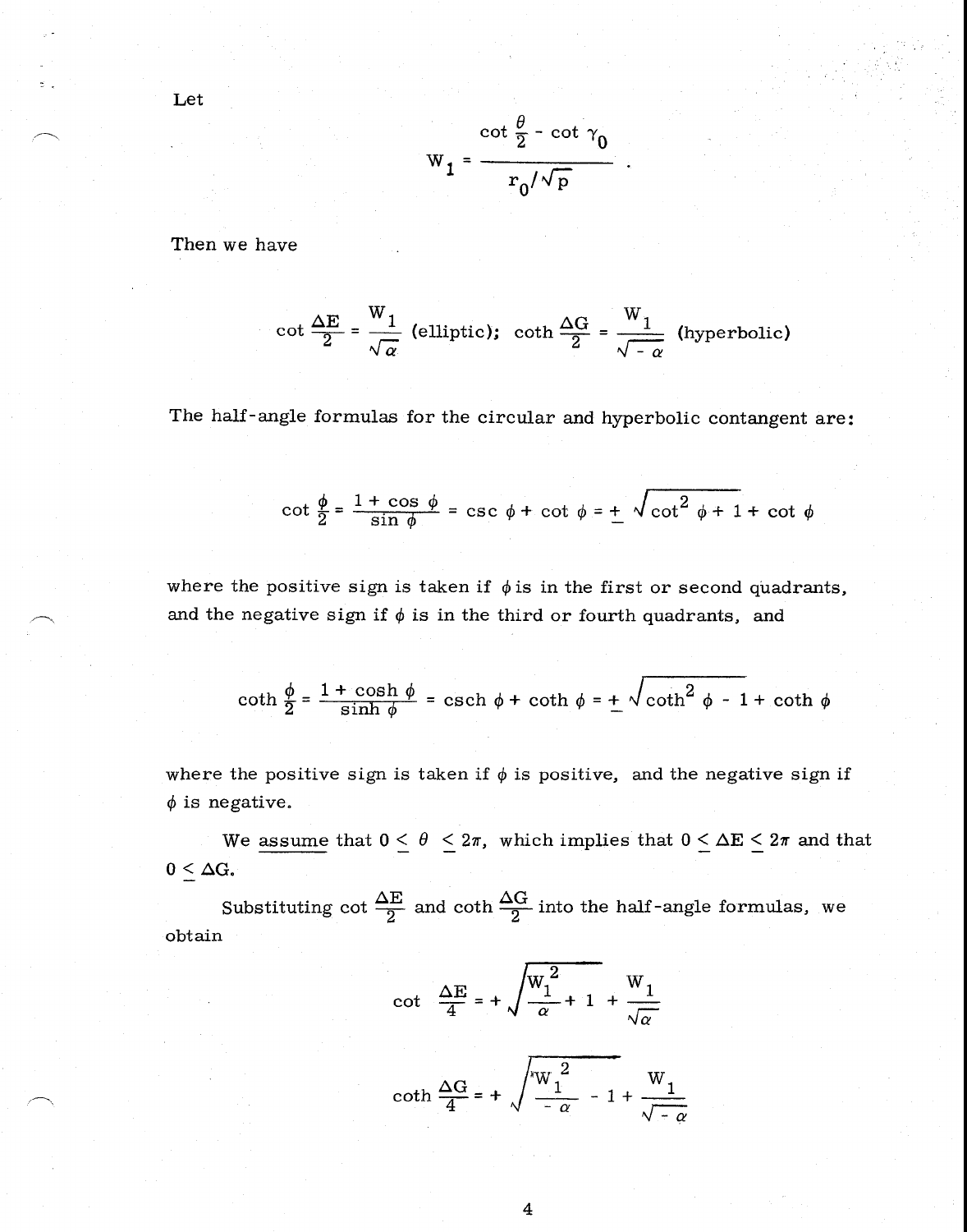Let

$$W_1 = \frac{\cot \frac{\theta}{2} - \cot \gamma_0}{r_0 / \sqrt{p}} .$$

Then we have

$$\cot \frac{\Delta E}{2} = \frac{W_1}{\sqrt{\alpha}} \text{ (elliptic); } \coth \frac{\Delta G}{2} = \frac{W_1}{\sqrt{-\alpha}} \text{ (hyperbolic)}$$

The half-angle formulas for the circular and hyperbolic contangent are:

$$\cot \frac{\phi}{2} = \frac{1 + \cos \phi}{\sin \phi} = \csc \phi + \cot \phi = \pm \sqrt{\cot^2 \phi + 1} + \cot \phi$$

where the positive sign is taken if $\phi$ is in the first or second quadrants, and the negative sign if $\phi$ is in the third or fourth quadrants, and

$$\coth \frac{\phi}{2} = \frac{1 + \cosh \phi}{\sinh \phi} = \operatorname{csch} \phi + \coth \phi = \pm \sqrt{\coth^2 \phi - 1} + \coth \phi$$

where the positive sign is taken if $\phi$ is positive, and the negative sign if $\phi$ is negative.

We assume that $0 \leq \theta \leq 2\pi$, which implies that $0 \leq \Delta E \leq 2\pi$ and that $0 \leq \Delta G$.

Substituting $\cot \frac{\Delta E}{2}$ and $\coth \frac{\Delta G}{2}$ into the half-angle formulas, we obtain

$$\cot \frac{\Delta E}{4} = + \sqrt{\frac{W_1^2}{\alpha} + 1} + \frac{W_1}{\sqrt{\alpha}}$$

$$\coth \frac{\Delta G}{4} = + \sqrt{\frac{W_1^2}{-\alpha} - 1} + \frac{W_1}{\sqrt{-\alpha}}$$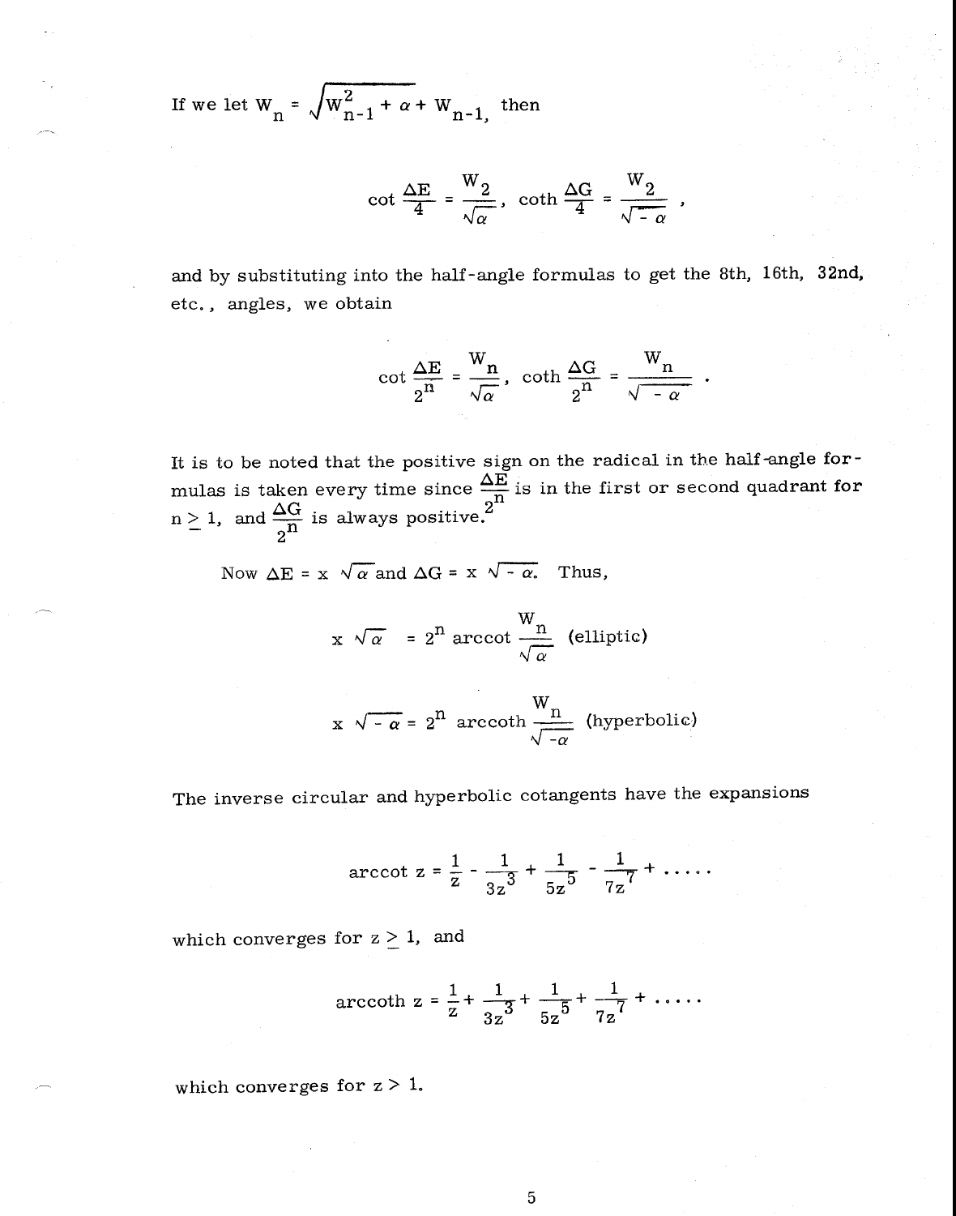If we let $W_n = \sqrt{W_{n-1}^2 + \alpha} + W_{n-1}$, then

$$\cot \frac{\Delta E}{4} = \frac{W_2}{\sqrt{\alpha}}, \quad \coth \frac{\Delta G}{4} = \frac{W_2}{\sqrt{-\alpha}},$$

and by substituting into the half-angle formulas to get the 8th, 16th, 32nd, etc., angles, we obtain

$$\cot \frac{\Delta E}{2^n} = \frac{W_n}{\sqrt{\alpha}}, \quad \coth \frac{\Delta G}{2^n} = \frac{W_n}{\sqrt{-\alpha}}.$$

It is to be noted that the positive sign on the radical in the half-angle formulas is taken every time since $\frac{\Delta E}{2^n}$ is in the first or second quadrant for $n \geq 1$, and $\frac{\Delta G}{2^n}$ is always positive.

Now $\Delta E = x\sqrt{\alpha}$ and $\Delta G = x\sqrt{-\alpha}$. Thus,

$$x\sqrt{\alpha} = 2^n \operatorname{arccot} \frac{W_n}{\sqrt{\alpha}} \quad \text{(elliptic)}$$

$$x\sqrt{-\alpha} = 2^n \operatorname{arccoth} \frac{W_n}{\sqrt{-\alpha}} \quad \text{(hyperbolic)}$$

The inverse circular and hyperbolic cotangents have the expansions

$$\operatorname{arccot} z = \frac{1}{z} - \frac{1}{3z^3} + \frac{1}{5z^5} - \frac{1}{7z^7} + \cdots\cdots$$

which converges for $z \geq 1$, and

$$\operatorname{arccoth} z = \frac{1}{z} + \frac{1}{3z^3} + \frac{1}{5z^5} + \frac{1}{7z^7} + \cdots\cdots$$

which converges for $z > 1$.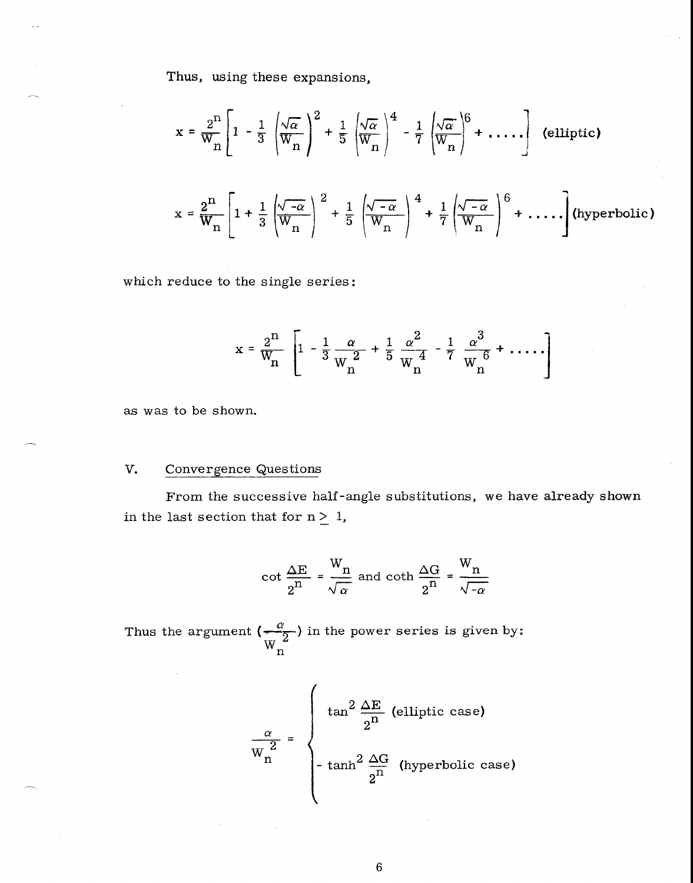Thus, using these expansions,

$$x = \frac{2^n}{W_n}\left[1 - \frac{1}{3}\left(\frac{\sqrt{\alpha}}{W_n}\right)^2 + \frac{1}{5}\left(\frac{\sqrt{\alpha}}{W_n}\right)^4 - \frac{1}{7}\left(\frac{\sqrt{\alpha}}{W_n}\right)^6 + \ldots\ldots\right] \quad \text{(elliptic)}$$

$$x = \frac{2^n}{W_n}\left[1 + \frac{1}{3}\left(\frac{\sqrt{-\alpha}}{W_n}\right)^2 + \frac{1}{5}\left(\frac{\sqrt{-\alpha}}{W_n}\right)^4 + \frac{1}{7}\left(\frac{\sqrt{-\alpha}}{W_n}\right)^6 + \ldots\ldots\right] \text{(hyperbolic)}$$

which reduce to the single series:

$$x = \frac{2^n}{W_n}\left[1 - \frac{1}{3}\frac{\alpha}{W_n^{\,2}} + \frac{1}{5}\frac{\alpha^2}{W_n^{\,4}} - \frac{1}{7}\frac{\alpha^3}{W_n^{\,6}} + \ldots\ldots\right]$$

as was to be shown.

## V. Convergence Questions

From the successive half-angle substitutions, we have already shown in the last section that for $n \geq 1$,

$$\cot\frac{\Delta E}{2^n} = \frac{W_n}{\sqrt{\alpha}} \text{ and } \coth\frac{\Delta G}{2^n} = \frac{W_n}{\sqrt{-\alpha}}$$

Thus the argument $\left(\frac{\alpha}{W_n^{\,2}}\right)$ in the power series is given by:

$$\frac{\alpha}{W_n^{\,2}} = \begin{cases} \tan^2\dfrac{\Delta E}{2^n} & \text{(elliptic case)} \\[2ex] -\tanh^2\dfrac{\Delta G}{2^n} & \text{(hyperbolic case)} \end{cases}$$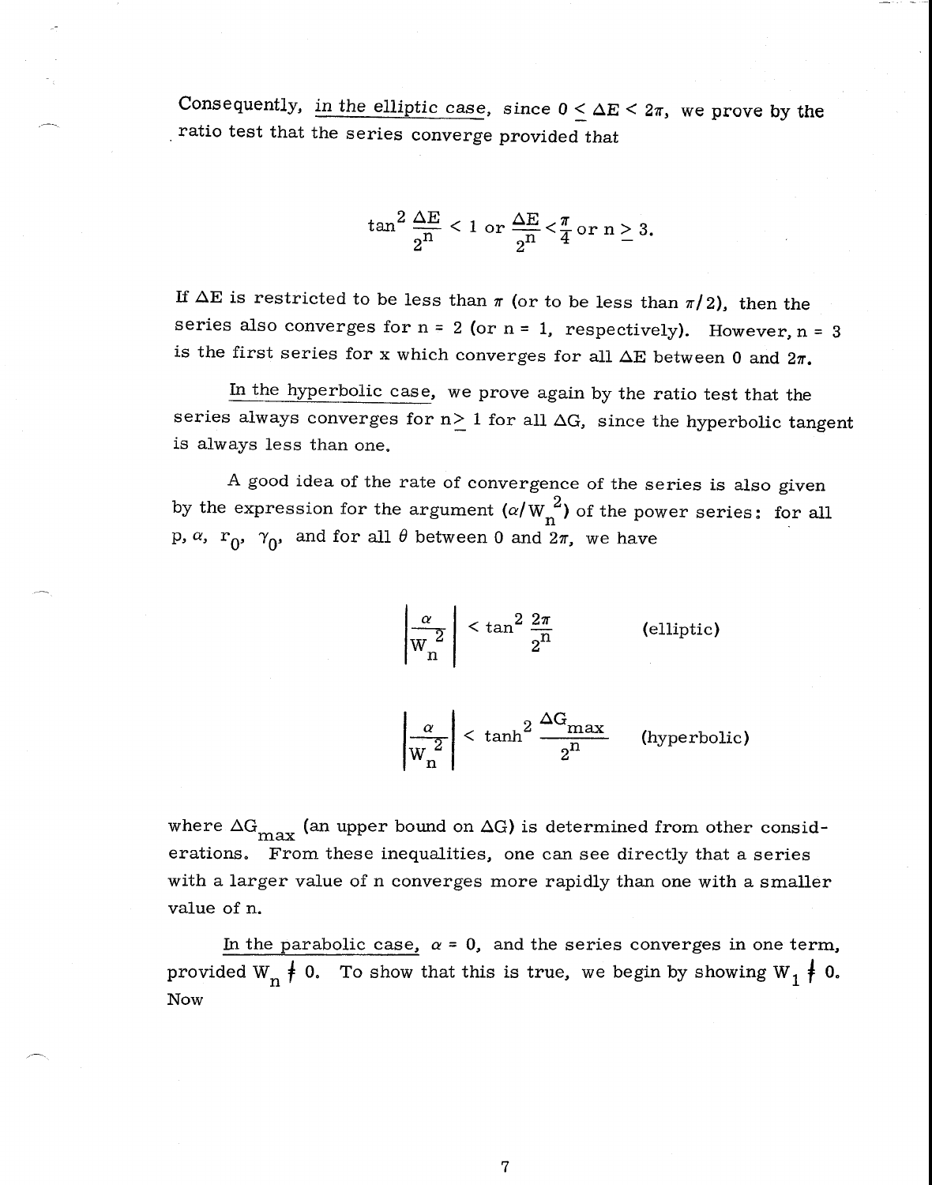Consequently, _in the elliptic case_, since $0 \le \Delta E < 2\pi$, we prove by the ratio test that the series converge provided that

$$\tan^2 \frac{\Delta E}{2^n} < 1 \text{ or } \frac{\Delta E}{2^n} < \frac{\pi}{4} \text{ or } n \ge 3.$$

If $\Delta E$ is restricted to be less than $\pi$ (or to be less than $\pi/2$), then the series also converges for $n = 2$ (or $n = 1$, respectively). However, $n = 3$ is the first series for x which converges for all $\Delta E$ between 0 and $2\pi$.

_In the hyperbolic case_, we prove again by the ratio test that the series always converges for $n \ge 1$ for all $\Delta G$, since the hyperbolic tangent is always less than one.

A good idea of the rate of convergence of the series is also given by the expression for the argument $(\alpha/W_n^2)$ of the power series: for all $p$, $\alpha$, $r_0$, $\gamma_0$, and for all $\theta$ between 0 and $2\pi$, we have

$$\left| \frac{\alpha}{W_n^2} \right| < \tan^2 \frac{2\pi}{2^n} \qquad \text{(elliptic)}$$

$$\left| \frac{\alpha}{W_n^2} \right| < \tanh^2 \frac{\Delta G_{max}}{2^n} \qquad \text{(hyperbolic)}$$

where $\Delta G_{max}$ (an upper bound on $\Delta G$) is determined from other considerations. From these inequalities, one can see directly that a series with a larger value of n converges more rapidly than one with a smaller value of n.

_In the parabolic case_, $\alpha = 0$, and the series converges in one term, provided $W_n \neq 0$. To show that this is true, we begin by showing $W_1 \neq 0$. Now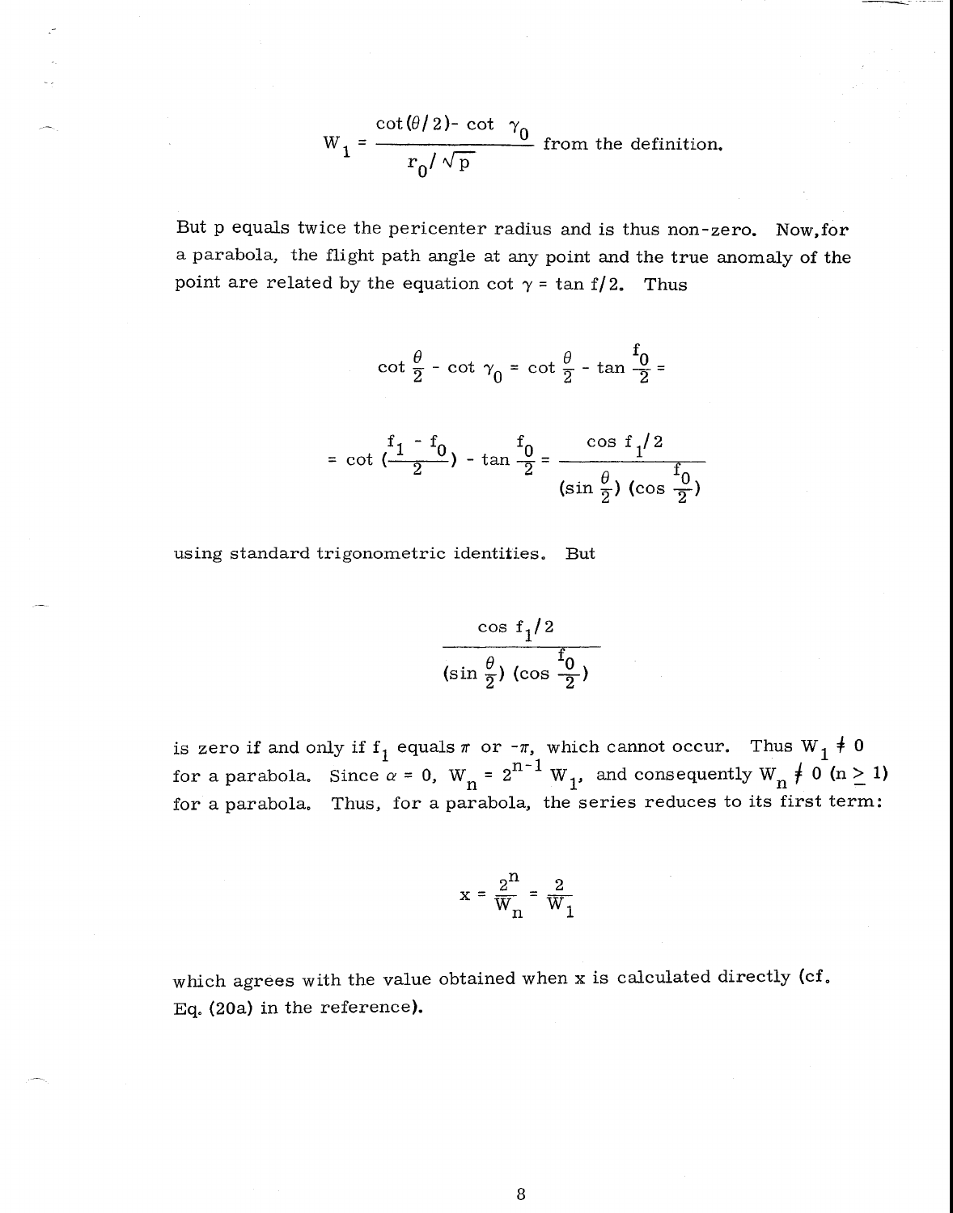$$W_1 = \frac{\cot(\theta/2) - \cot\ \gamma_0}{r_0/\sqrt{p}} \text{ from the definition.}$$

But p equals twice the pericenter radius and is thus non-zero. Now, for a parabola, the flight path angle at any point and the true anomaly of the point are related by the equation $\cot \gamma = \tan f/2$. Thus

$$\cot \frac{\theta}{2} - \cot \gamma_0 = \cot \frac{\theta}{2} - \tan \frac{f_0}{2} =$$

$$= \cot \left(\frac{f_1 - f_0}{2}\right) - \tan \frac{f_0}{2} = \frac{\cos f_1/2}{(\sin \frac{\theta}{2})(\cos \frac{f_0}{2})}$$

using standard trigonometric identities. But

$$\frac{\cos f_1/2}{(\sin \frac{\theta}{2})(\cos \frac{f_0}{2})}$$

is zero if and only if $f_1$ equals $\pi$ or $-\pi$, which cannot occur. Thus $W_1 \neq 0$ for a parabola. Since $\alpha = 0$, $W_n = 2^{n-1} W_1$, and consequently $W_n \neq 0$ ($n \geq 1$) for a parabola. Thus, for a parabola, the series reduces to its first term:

$$x = \frac{2^n}{W_n} = \frac{2}{W_1}$$

which agrees with the value obtained when x is calculated directly (cf. Eq. (20a) in the reference).